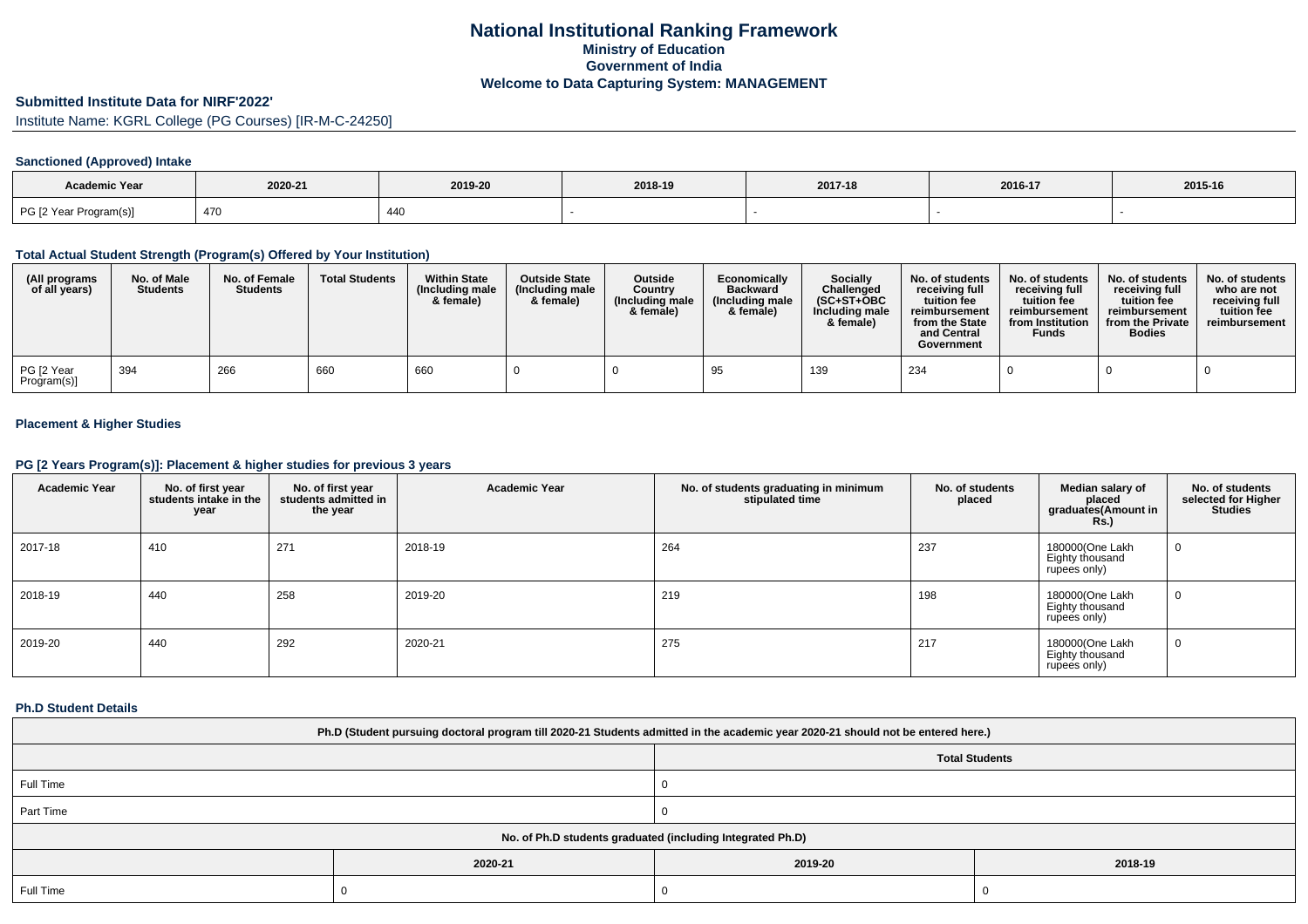# National Institutional Ranking Framework
## Ministry of Education
## Government of India
## Welcome to Data Capturing System: MANAGEMENT

**Submitted Institute Data for NIRF'2022'**

Institute Name: KGRL College (PG Courses) [IR-M-C-24250]

### Sanctioned (Approved) Intake

| Academic Year | 2020-21 | 2019-20 | 2018-19 | 2017-18 | 2016-17 | 2015-16 |
|---|---|---|---|---|---|---|
| PG [2 Year Program(s)] | 470 | 440 | - | - | - | - |

### Total Actual Student Strength (Program(s) Offered by Your Institution)

| (All programs of all years) | No. of Male Students | No. of Female Students | Total Students | Within State (Including male & female) | Outside State (Including male & female) | Outside Country (Including male & female) | Economically Backward (Including male & female) | Socially Challenged (SC+ST+OBC Including male & female) | No. of students receiving full tuition fee reimbursement from the State and Central Government | No. of students receiving full tuition fee reimbursement from Institution Funds | No. of students receiving full tuition fee reimbursement from the Private Bodies | No. of students who are not receiving full tuition fee reimbursement |
|---|---|---|---|---|---|---|---|---|---|---|---|---|
| PG [2 Year Program(s)] | 394 | 266 | 660 | 660 | 0 | 0 | 95 | 139 | 234 | 0 | 0 | 0 |

### Placement & Higher Studies

### PG [2 Years Program(s)]: Placement & higher studies for previous 3 years

| Academic Year | No. of first year students intake in the year | No. of first year students admitted in the year | Academic Year | No. of students graduating in minimum stipulated time | No. of students placed | Median salary of placed graduates(Amount in Rs.) | No. of students selected for Higher Studies |
|---|---|---|---|---|---|---|---|
| 2017-18 | 410 | 271 | 2018-19 | 264 | 237 | 180000(One Lakh Eighty thousand rupees only) | 0 |
| 2018-19 | 440 | 258 | 2019-20 | 219 | 198 | 180000(One Lakh Eighty thousand rupees only) | 0 |
| 2019-20 | 440 | 292 | 2020-21 | 275 | 217 | 180000(One Lakh Eighty thousand rupees only) | 0 |

### Ph.D Student Details

| Ph.D (Student pursuing doctoral program till 2020-21 Students admitted in the academic year 2020-21 should not be entered here.) | | | |
|---|---|---|---|
| | Total Students | | |
| Full Time | 0 | | |
| Part Time | 0 | | |
| No. of Ph.D students graduated (including Integrated Ph.D) | | | |
| | 2020-21 | 2019-20 | 2018-19 |
| Full Time | 0 | 0 | 0 |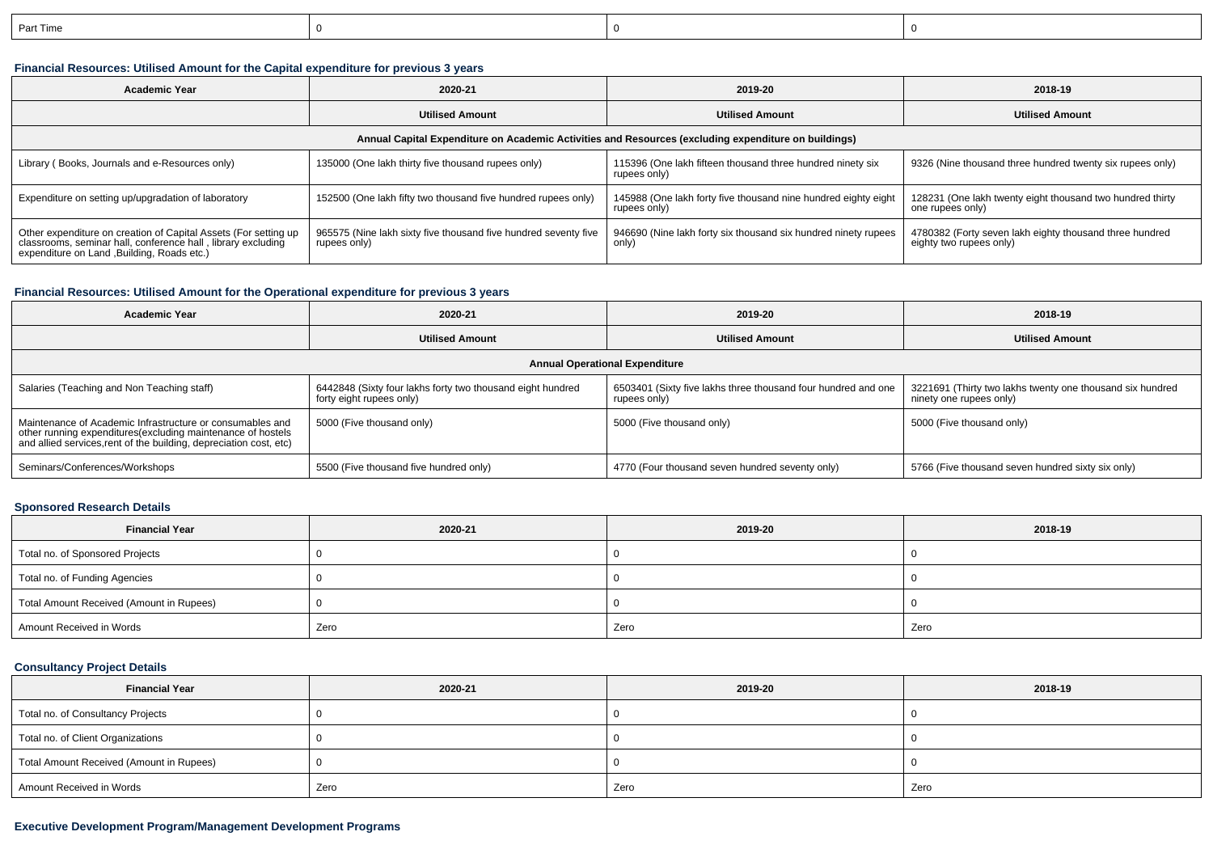| Part Time | 0 | 0 | 0 |
|---|---|---|---|

### Financial Resources: Utilised Amount for the Capital expenditure for previous 3 years

| Academic Year | 2020-21 | 2019-20 | 2018-19 |
|---|---|---|---|
| | Utilised Amount | Utilised Amount | Utilised Amount |
| Annual Capital Expenditure on Academic Activities and Resources (excluding expenditure on buildings) | | | |
| Library ( Books, Journals and e-Resources only) | 135000 (One lakh thirty five thousand rupees only) | 115396 (One lakh fifteen thousand three hundred ninety six rupees only) | 9326 (Nine thousand three hundred twenty six rupees only) |
| Expenditure on setting up/upgradation of laboratory | 152500 (One lakh fifty two thousand five hundred rupees only) | 145988 (One lakh forty five thousand nine hundred eighty eight rupees only) | 128231 (One lakh twenty eight thousand two hundred thirty one rupees only) |
| Other expenditure on creation of Capital Assets (For setting up classrooms, seminar hall, conference hall , library excluding expenditure on Land ,Building, Roads etc.) | 965575 (Nine lakh sixty five thousand five hundred seventy five rupees only) | 946690 (Nine lakh forty six thousand six hundred ninety rupees only) | 4780382 (Forty seven lakh eighty thousand three hundred eighty two rupees only) |

### Financial Resources: Utilised Amount for the Operational expenditure for previous 3 years

| Academic Year | 2020-21 | 2019-20 | 2018-19 |
|---|---|---|---|
| | Utilised Amount | Utilised Amount | Utilised Amount |
| Annual Operational Expenditure | | | |
| Salaries (Teaching and Non Teaching staff) | 6442848 (Sixty four lakhs forty two thousand eight hundred forty eight rupees only) | 6503401 (Sixty five lakhs three thousand four hundred and one rupees only) | 3221691 (Thirty two lakhs twenty one thousand six hundred ninety one rupees only) |
| Maintenance of Academic Infrastructure or consumables and other running expenditures(excluding maintenance of hostels and allied services,rent of the building, depreciation cost, etc) | 5000 (Five thousand only) | 5000 (Five thousand only) | 5000 (Five thousand only) |
| Seminars/Conferences/Workshops | 5500 (Five thousand five hundred only) | 4770 (Four thousand seven hundred seventy only) | 5766 (Five thousand seven hundred sixty six only) |

### Sponsored Research Details

| Financial Year | 2020-21 | 2019-20 | 2018-19 |
|---|---|---|---|
| Total no. of Sponsored Projects | 0 | 0 | 0 |
| Total no. of Funding Agencies | 0 | 0 | 0 |
| Total Amount Received (Amount in Rupees) | 0 | 0 | 0 |
| Amount Received in Words | Zero | Zero | Zero |

### Consultancy Project Details

| Financial Year | 2020-21 | 2019-20 | 2018-19 |
|---|---|---|---|
| Total no. of Consultancy Projects | 0 | 0 | 0 |
| Total no. of Client Organizations | 0 | 0 | 0 |
| Total Amount Received (Amount in Rupees) | 0 | 0 | 0 |
| Amount Received in Words | Zero | Zero | Zero |

### Executive Development Program/Management Development Programs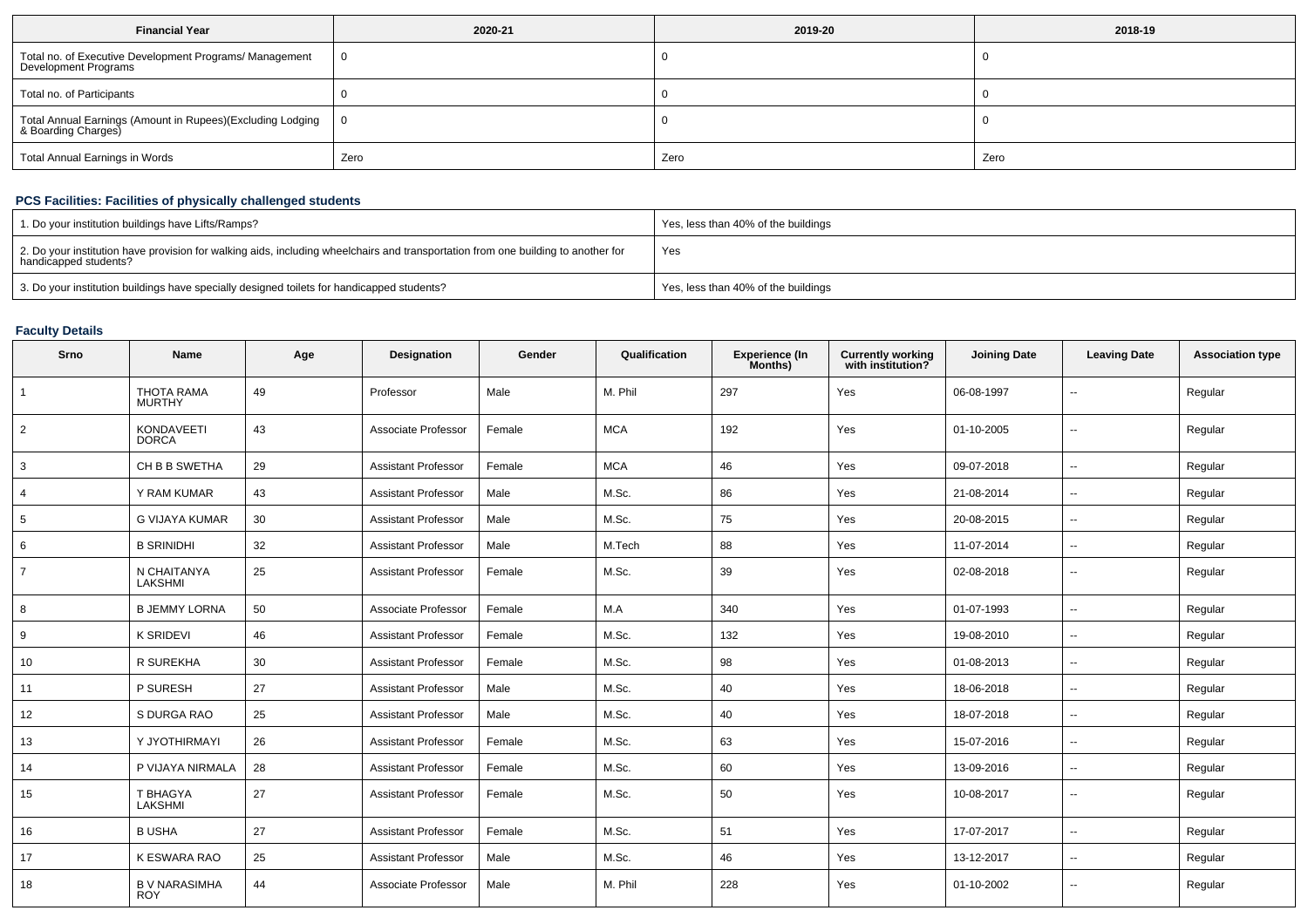| Financial Year | 2020-21 | 2019-20 | 2018-19 |
|---|---|---|---|
| Total no. of Executive Development Programs/ Management Development Programs | 0 | 0 | 0 |
| Total no. of Participants | 0 | 0 | 0 |
| Total Annual Earnings (Amount in Rupees)(Excluding Lodging & Boarding Charges) | 0 | 0 | 0 |
| Total Annual Earnings in Words | Zero | Zero | Zero |

### PCS Facilities: Facilities of physically challenged students

| | |
|---|---|
| 1. Do your institution buildings have Lifts/Ramps? | Yes, less than 40% of the buildings |
| 2. Do your institution have provision for walking aids, including wheelchairs and transportation from one building to another for handicapped students? | Yes |
| 3. Do your institution buildings have specially designed toilets for handicapped students? | Yes, less than 40% of the buildings |

### Faculty Details

| Srno | Name | Age | Designation | Gender | Qualification | Experience (In Months) | Currently working with institution? | Joining Date | Leaving Date | Association type |
|---|---|---|---|---|---|---|---|---|---|---|
| 1 | THOTA RAMA MURTHY | 49 | Professor | Male | M. Phil | 297 | Yes | 06-08-1997 | -- | Regular |
| 2 | KONDAVEETI DORCA | 43 | Associate Professor | Female | MCA | 192 | Yes | 01-10-2005 | -- | Regular |
| 3 | CH B B SWETHA | 29 | Assistant Professor | Female | MCA | 46 | Yes | 09-07-2018 | -- | Regular |
| 4 | Y RAM KUMAR | 43 | Assistant Professor | Male | M.Sc. | 86 | Yes | 21-08-2014 | -- | Regular |
| 5 | G VIJAYA KUMAR | 30 | Assistant Professor | Male | M.Sc. | 75 | Yes | 20-08-2015 | -- | Regular |
| 6 | B SRINIDHI | 32 | Assistant Professor | Male | M.Tech | 88 | Yes | 11-07-2014 | -- | Regular |
| 7 | N CHAITANYA LAKSHMI | 25 | Assistant Professor | Female | M.Sc. | 39 | Yes | 02-08-2018 | -- | Regular |
| 8 | B JEMMY LORNA | 50 | Associate Professor | Female | M.A | 340 | Yes | 01-07-1993 | -- | Regular |
| 9 | K SRIDEVI | 46 | Assistant Professor | Female | M.Sc. | 132 | Yes | 19-08-2010 | -- | Regular |
| 10 | R SUREKHA | 30 | Assistant Professor | Female | M.Sc. | 98 | Yes | 01-08-2013 | -- | Regular |
| 11 | P SURESH | 27 | Assistant Professor | Male | M.Sc. | 40 | Yes | 18-06-2018 | -- | Regular |
| 12 | S DURGA RAO | 25 | Assistant Professor | Male | M.Sc. | 40 | Yes | 18-07-2018 | -- | Regular |
| 13 | Y JYOTHIRMAYI | 26 | Assistant Professor | Female | M.Sc. | 63 | Yes | 15-07-2016 | -- | Regular |
| 14 | P VIJAYA NIRMALA | 28 | Assistant Professor | Female | M.Sc. | 60 | Yes | 13-09-2016 | -- | Regular |
| 15 | T BHAGYA LAKSHMI | 27 | Assistant Professor | Female | M.Sc. | 50 | Yes | 10-08-2017 | -- | Regular |
| 16 | B USHA | 27 | Assistant Professor | Female | M.Sc. | 51 | Yes | 17-07-2017 | -- | Regular |
| 17 | K ESWARA RAO | 25 | Assistant Professor | Male | M.Sc. | 46 | Yes | 13-12-2017 | -- | Regular |
| 18 | B V NARASIMHA ROY | 44 | Associate Professor | Male | M. Phil | 228 | Yes | 01-10-2002 | -- | Regular |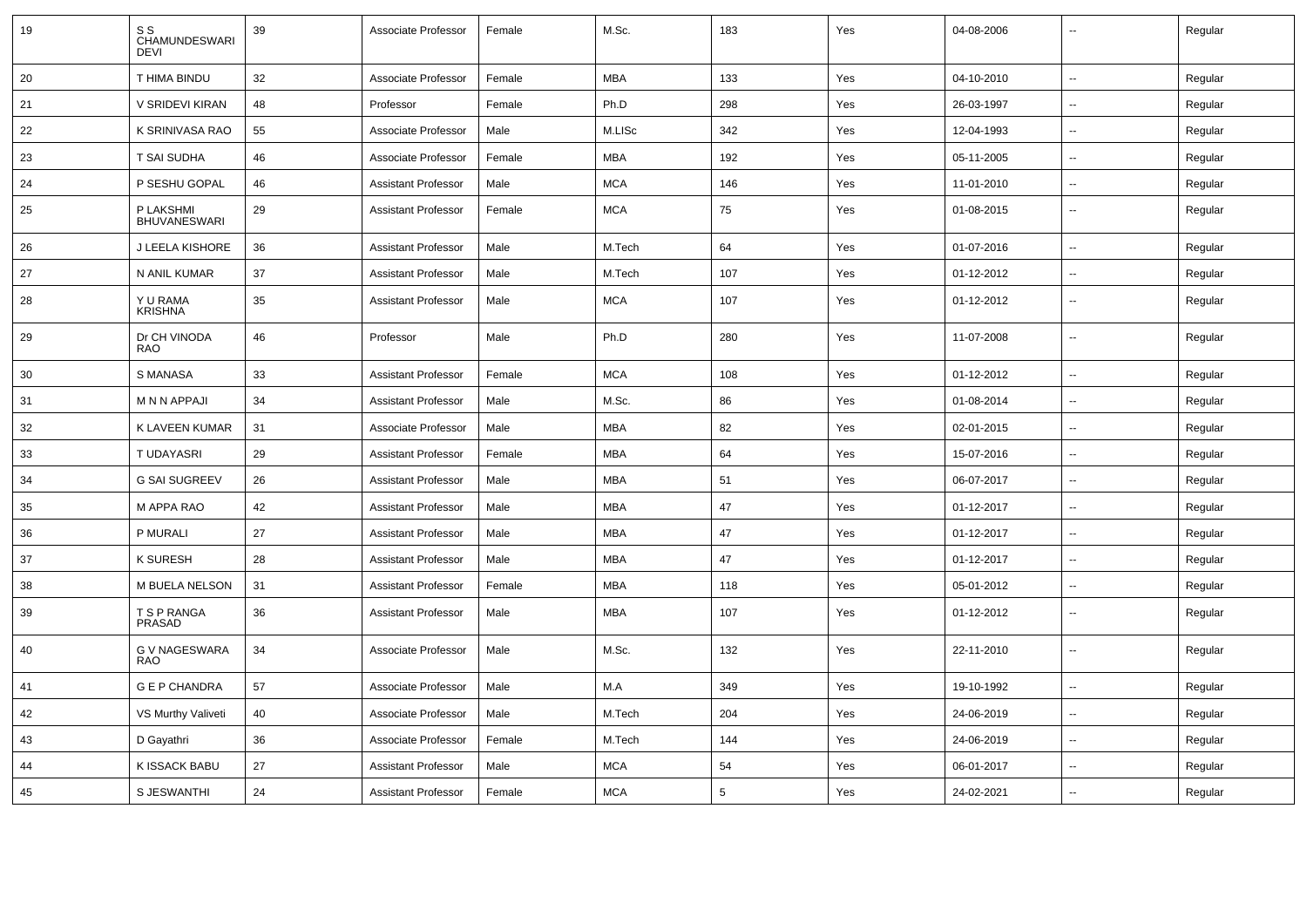| | | | | | | | | | | |
|---|---|---|---|---|---|---|---|---|---|---|
| 19 | S S CHAMUNDESWARI DEVI | 39 | Associate Professor | Female | M.Sc. | 183 | Yes | 04-08-2006 | -- | Regular |
| 20 | T HIMA BINDU | 32 | Associate Professor | Female | MBA | 133 | Yes | 04-10-2010 | -- | Regular |
| 21 | V SRIDEVI KIRAN | 48 | Professor | Female | Ph.D | 298 | Yes | 26-03-1997 | -- | Regular |
| 22 | K SRINIVASA RAO | 55 | Associate Professor | Male | M.LISc | 342 | Yes | 12-04-1993 | -- | Regular |
| 23 | T SAI SUDHA | 46 | Associate Professor | Female | MBA | 192 | Yes | 05-11-2005 | -- | Regular |
| 24 | P SESHU GOPAL | 46 | Assistant Professor | Male | MCA | 146 | Yes | 11-01-2010 | -- | Regular |
| 25 | P LAKSHMI BHUVANESWARI | 29 | Assistant Professor | Female | MCA | 75 | Yes | 01-08-2015 | -- | Regular |
| 26 | J LEELA KISHORE | 36 | Assistant Professor | Male | M.Tech | 64 | Yes | 01-07-2016 | -- | Regular |
| 27 | N ANIL KUMAR | 37 | Assistant Professor | Male | M.Tech | 107 | Yes | 01-12-2012 | -- | Regular |
| 28 | Y U RAMA KRISHNA | 35 | Assistant Professor | Male | MCA | 107 | Yes | 01-12-2012 | -- | Regular |
| 29 | Dr CH VINODA RAO | 46 | Professor | Male | Ph.D | 280 | Yes | 11-07-2008 | -- | Regular |
| 30 | S MANASA | 33 | Assistant Professor | Female | MCA | 108 | Yes | 01-12-2012 | -- | Regular |
| 31 | M N N APPAJI | 34 | Assistant Professor | Male | M.Sc. | 86 | Yes | 01-08-2014 | -- | Regular |
| 32 | K LAVEEN KUMAR | 31 | Associate Professor | Male | MBA | 82 | Yes | 02-01-2015 | -- | Regular |
| 33 | T UDAYASRI | 29 | Assistant Professor | Female | MBA | 64 | Yes | 15-07-2016 | -- | Regular |
| 34 | G SAI SUGREEV | 26 | Assistant Professor | Male | MBA | 51 | Yes | 06-07-2017 | -- | Regular |
| 35 | M APPA RAO | 42 | Assistant Professor | Male | MBA | 47 | Yes | 01-12-2017 | -- | Regular |
| 36 | P MURALI | 27 | Assistant Professor | Male | MBA | 47 | Yes | 01-12-2017 | -- | Regular |
| 37 | K SURESH | 28 | Assistant Professor | Male | MBA | 47 | Yes | 01-12-2017 | -- | Regular |
| 38 | M BUELA NELSON | 31 | Assistant Professor | Female | MBA | 118 | Yes | 05-01-2012 | -- | Regular |
| 39 | T S P RANGA PRASAD | 36 | Assistant Professor | Male | MBA | 107 | Yes | 01-12-2012 | -- | Regular |
| 40 | G V NAGESWARA RAO | 34 | Associate Professor | Male | M.Sc. | 132 | Yes | 22-11-2010 | -- | Regular |
| 41 | G E P CHANDRA | 57 | Associate Professor | Male | M.A | 349 | Yes | 19-10-1992 | -- | Regular |
| 42 | VS Murthy Valiveti | 40 | Associate Professor | Male | M.Tech | 204 | Yes | 24-06-2019 | -- | Regular |
| 43 | D Gayathri | 36 | Associate Professor | Female | M.Tech | 144 | Yes | 24-06-2019 | -- | Regular |
| 44 | K ISSACK BABU | 27 | Assistant Professor | Male | MCA | 54 | Yes | 06-01-2017 | -- | Regular |
| 45 | S JESWANTHI | 24 | Assistant Professor | Female | MCA | 5 | Yes | 24-02-2021 | -- | Regular |